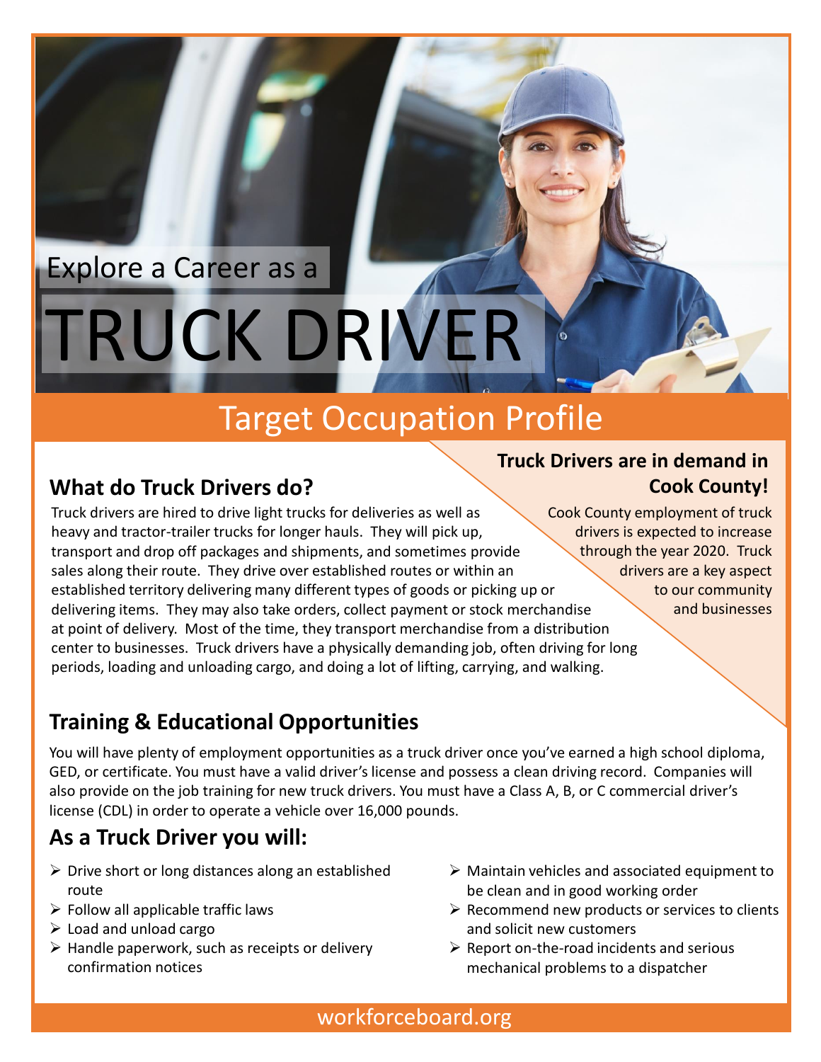Explore a Career as a

# TRUCK DRIVER

## Target Occupation Profile

## What do Truck Drivers do?

Truck drivers are hired to drive light trucks for deliveries as well as heavy and tractor-trailer trucks for longer hauls. They will pick up, transport and drop off packages and shipments, and sometimes provide sales along their route. They drive over established routes or within an established territory delivering many different types of goods or picking up or delivering items. They may also take orders, collect payment or stock merchandise at point of delivery. Most of the time, they transport merchandise from a distribution center to businesses. Truck drivers have a physically demanding job, often driving for long periods, loading and unloading cargo, and doing a lot of lifting, carrying, and walking.

## Truck Drivers are in demand in Cook County!

Cook County employment of truck drivers is expected to increase through the year 2020. Truck drivers are a key aspect to our community and businesses

## Training & Educational Opportunities

You will have plenty of employment opportunities as a truck driver once you've earned a high school diploma, GED, or certificate. You must have a valid driver's license and possess a clean driving record. Companies will also provide on the job training for new truck drivers. You must have a Class A, B, or C commercial driver's license (CDL) in order to operate a vehicle over 16,000 pounds.

## As a Truck Driver you will:

- Drive short or long distances along an established route
- Follow all applicable traffic laws
- Load and unload cargo
- Handle paperwork, such as receipts or delivery confirmation notices
- Maintain vehicles and associated equipment to be clean and in good working order
- Recommend new products or services to clients and solicit new customers
- Report on-the-road incidents and serious mechanical problems to a dispatcher

workforceboard.org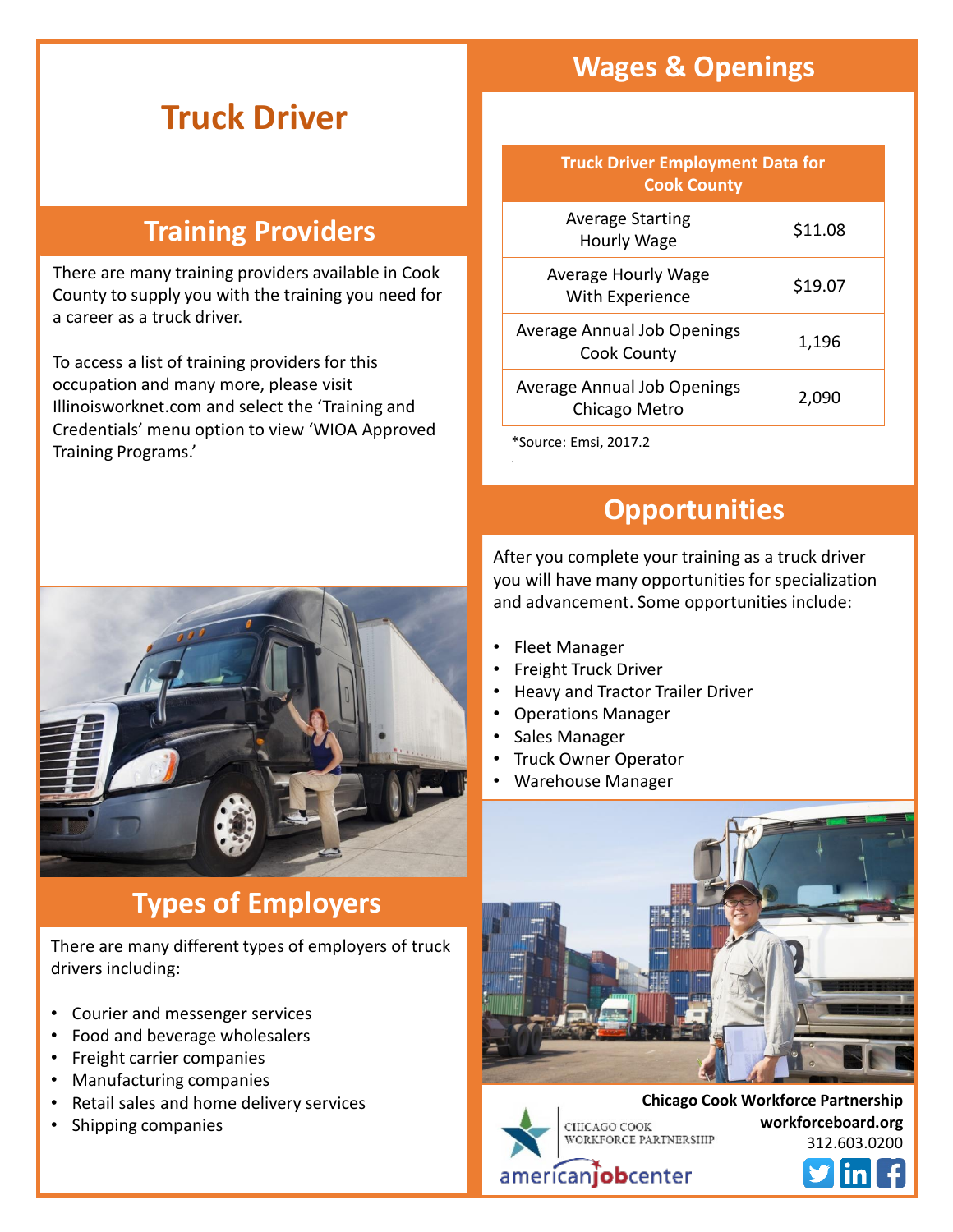# Truck Driver

## Training Providers

There are many training providers available in Cook County to supply you with the training you need for a career as a truck driver.

To access a list of training providers for this occupation and many more, please visit Illinoisworknet.com and select the 'Training and Credentials' menu option to view 'WIOA Approved Training Programs.'

## Types of Employers

There are many different types of employers of truck drivers including:

- Courier and messenger services
- Food and beverage wholesalers
- Freight carrier companies
- Manufacturing companies
- Retail sales and home delivery services
- Shipping companies

## Wages & Openings

| Truck Driver Employment Data for Cook County | |
|---|---|
| Average Starting Hourly Wage | $11.08 |
| Average Hourly Wage With Experience | $19.07 |
| Average Annual Job Openings Cook County | 1,196 |
| Average Annual Job Openings Chicago Metro | 2,090 |

*Source: Emsi, 2017.2

## Opportunities

After you complete your training as a truck driver you will have many opportunities for specialization and advancement. Some opportunities include:

- Fleet Manager
- Freight Truck Driver
- Heavy and Tractor Trailer Driver
- Operations Manager
- Sales Manager
- Truck Owner Operator
- Warehouse Manager

CHICAGO COOK WORKFORCE PARTNERSHIP

americanjobcenter

**Chicago Cook Workforce Partnership**
**workforceboard.org**
312.603.0200